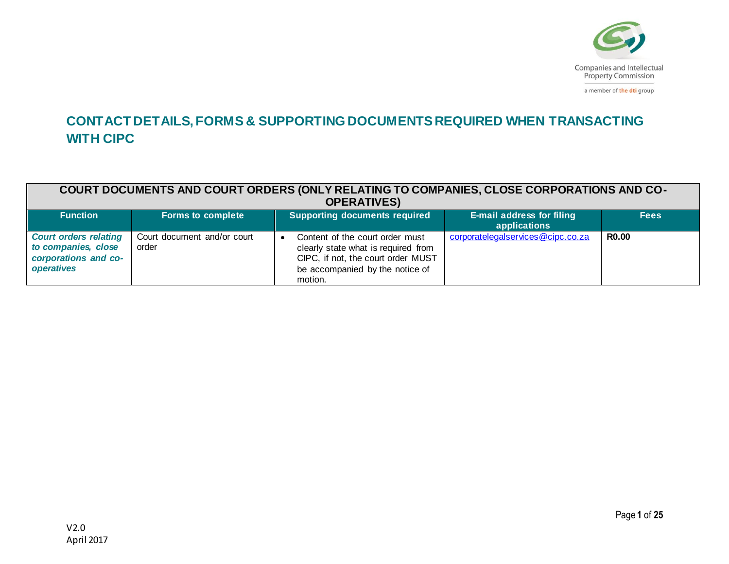Companies and Intellectual Property Commission

a member of the dti group

# CONTACT DETAILS, FORMS & SUPPORTING DOCUMENTS REQUIRED WHEN TRANSACTING WITH CIPC

| COURT DOCUMENTS AND COURT ORDERS (ONLY RELATING TO COMPANIES, CLOSE CORPORATIONS AND CO-OPERATIVES) | | | | |
|---|---|---|---|---|
| **Function** | **Forms to complete** | **Supporting documents required** | **E-mail address for filing applications** | **Fees** |
| ***Court orders relating to companies, close corporations and co-operatives*** | Court document and/or court order | • Content of the court order must clearly state what is required from CIPC, if not, the court order MUST be accompanied by the notice of motion. | corporatelegalservices@cipc.co.za | **R0.00** |

V2.0
April 2017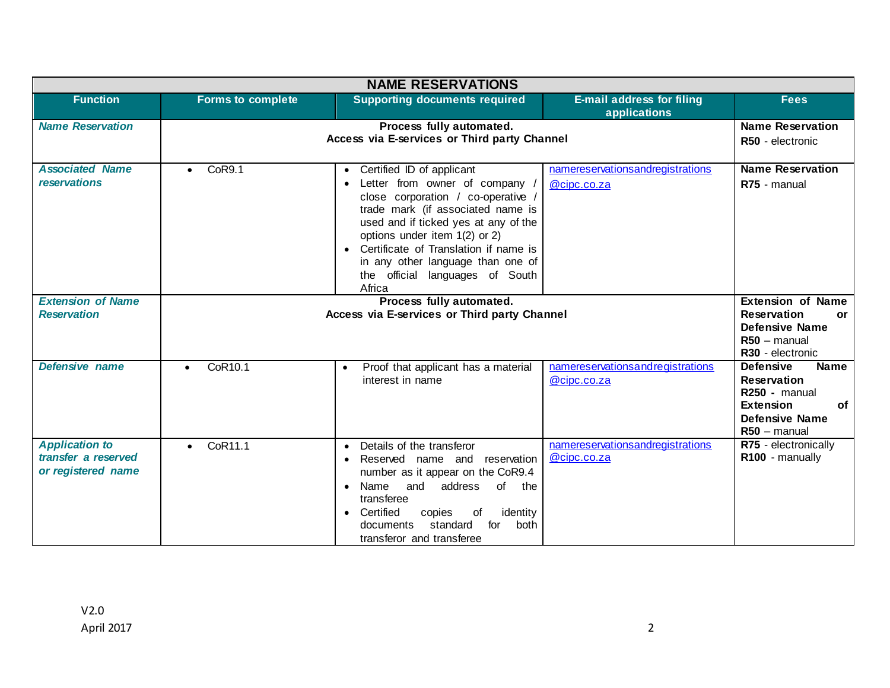| NAME RESERVATIONS | | | | |
|---|---|---|---|---|
| **Function** | **Forms to complete** | **Supporting documents required** | **E-mail address for filing applications** | **Fees** |
| ***Name Reservation*** | **Process fully automated. Access via E-services or Third party Channel** | | | **Name Reservation** <br> **R50** - electronic |
| ***Associated Name reservations*** | • CoR9.1 | • Certified ID of applicant <br> • Letter from owner of company / close corporation / co-operative / trade mark (if associated name is used and if ticked yes at any of the options under item 1(2) or 2) <br> • Certificate of Translation if name is in any other language than one of the official languages of South Africa | namereservationsandregistrations@cipc.co.za | **Name Reservation** <br> **R75** - manual |
| ***Extension of Name Reservation*** | **Process fully automated. Access via E-services or Third party Channel** | | | **Extension of Name Reservation or Defensive Name** <br> **R50** – manual <br> **R30** - electronic |
| ***Defensive name*** | • CoR10.1 | • Proof that applicant has a material interest in name | namereservationsandregistrations@cipc.co.za | **Defensive Name Reservation** <br> **R250 -** manual <br> **Extension of Defensive Name** <br> **R50** – manual |
| ***Application to transfer a reserved or registered name*** | • CoR11.1 | • Details of the transferor <br> • Reserved name and reservation number as it appear on the CoR9.4 <br> • Name and address of the transferee <br> • Certified copies of identity documents standard for both transferor and transferee | namereservationsandregistrations@cipc.co.za | **R75** - electronically <br> **R100** - manually |

V2.0
April 2017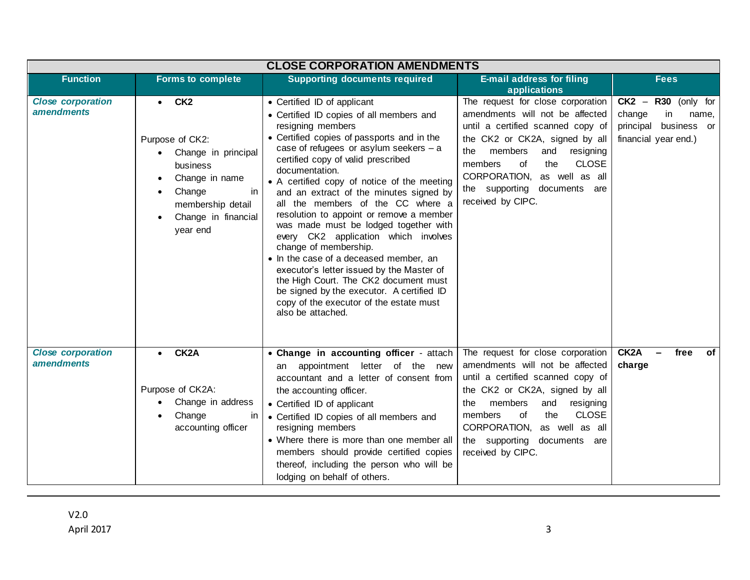| CLOSE CORPORATION AMENDMENTS | | | | |
|---|---|---|---|---|
| **Function** | **Forms to complete** | **Supporting documents required** | **E-mail address for filing applications** | **Fees** |
| ***Close corporation amendments*** | • **CK2**<br><br>Purpose of CK2:<br>• Change in principal business<br>• Change in name<br>• Change in membership detail<br>• Change in financial year end | • Certified ID of applicant<br>• Certified ID copies of all members and resigning members<br>• Certified copies of passports and in the case of refugees or asylum seekers – a certified copy of valid prescribed documentation.<br>• A certified copy of notice of the meeting and an extract of the minutes signed by all the members of the CC where a resolution to appoint or remove a member was made must be lodged together with every CK2 application which involves change of membership.<br>• In the case of a deceased member, an executor's letter issued by the Master of the High Court. The CK2 document must be signed by the executor. A certified ID copy of the executor of the estate must also be attached. | The request for close corporation amendments will not be affected until a certified scanned copy of the CK2 or CK2A, signed by all the members and resigning members of the CLOSE CORPORATION, as well as all the supporting documents are received by CIPC. | **CK2** – **R30** (only for change in name, principal business or financial year end.) |
| ***Close corporation amendments*** | • **CK2A**<br><br>Purpose of CK2A:<br>• Change in address<br>• Change in accounting officer | • **Change in accounting officer** - attach an appointment letter of the new accountant and a letter of consent from the accounting officer.<br>• Certified ID of applicant<br>• Certified ID copies of all members and resigning members<br>• Where there is more than one member all members should provide certified copies thereof, including the person who will be lodging on behalf of others. | The request for close corporation amendments will not be affected until a certified scanned copy of the CK2 or CK2A, signed by all the members and resigning members of the CLOSE CORPORATION, as well as all the supporting documents are received by CIPC. | **CK2A – free of charge** |

V2.0
April 2017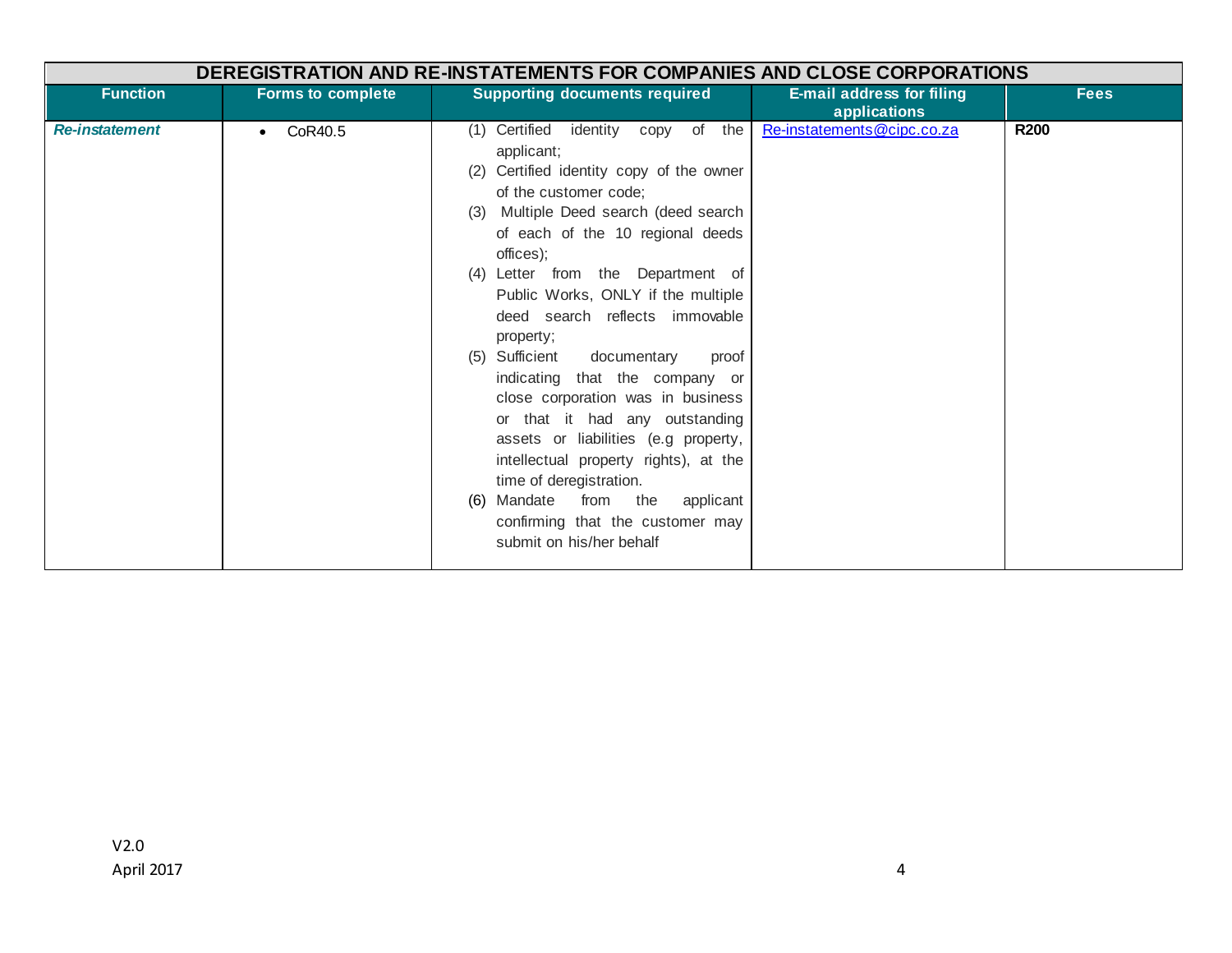| DEREGISTRATION AND RE-INSTATEMENTS FOR COMPANIES AND CLOSE CORPORATIONS | | | | |
|---|---|---|---|---|
| **Function** | **Forms to complete** | **Supporting documents required** | **E-mail address for filing applications** | **Fees** |
| ***Re-instatement*** | • CoR40.5 | (1) Certified identity copy of the applicant;<br>(2) Certified identity copy of the owner of the customer code;<br>(3) Multiple Deed search (deed search of each of the 10 regional deeds offices);<br>(4) Letter from the Department of Public Works, ONLY if the multiple deed search reflects immovable property;<br>(5) Sufficient documentary proof indicating that the company or close corporation was in business or that it had any outstanding assets or liabilities (e.g property, intellectual property rights), at the time of deregistration.<br>(6) Mandate from the applicant confirming that the customer may submit on his/her behalf | Re-instatements@cipc.co.za | **R200** |

V2.0
April 2017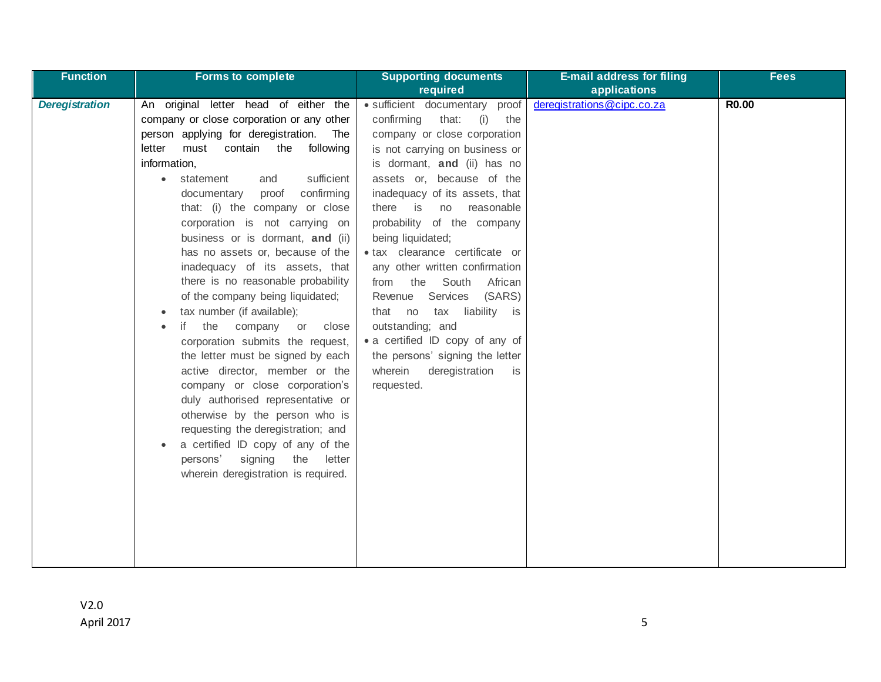| Function | Forms to complete | Supporting documents required | E-mail address for filing applications | Fees |
|---|---|---|---|---|
| ***Deregistration*** | An original letter head of either the company or close corporation or any other person applying for deregistration. The letter must contain the following information,<br>• statement and sufficient documentary proof confirming that: (i) the company or close corporation is not carrying on business or is dormant, **and** (ii) has no assets or, because of the inadequacy of its assets, that there is no reasonable probability of the company being liquidated;<br>• tax number (if available);<br>• if the company or close corporation submits the request, the letter must be signed by each active director, member or the company or close corporation's duly authorised representative or otherwise by the person who is requesting the deregistration; and<br>• a certified ID copy of any of the persons' signing the letter wherein deregistration is required. | • sufficient documentary proof confirming that: (i) the company or close corporation is not carrying on business or is dormant, **and** (ii) has no assets or, because of the inadequacy of its assets, that there is no reasonable probability of the company being liquidated;<br>• tax clearance certificate or any other written confirmation from the South African Revenue Services (SARS) that no tax liability is outstanding; and<br>• a certified ID copy of any of the persons' signing the letter wherein deregistration is requested. | deregistrations@cipc.co.za | **R0.00** |

V2.0
April 2017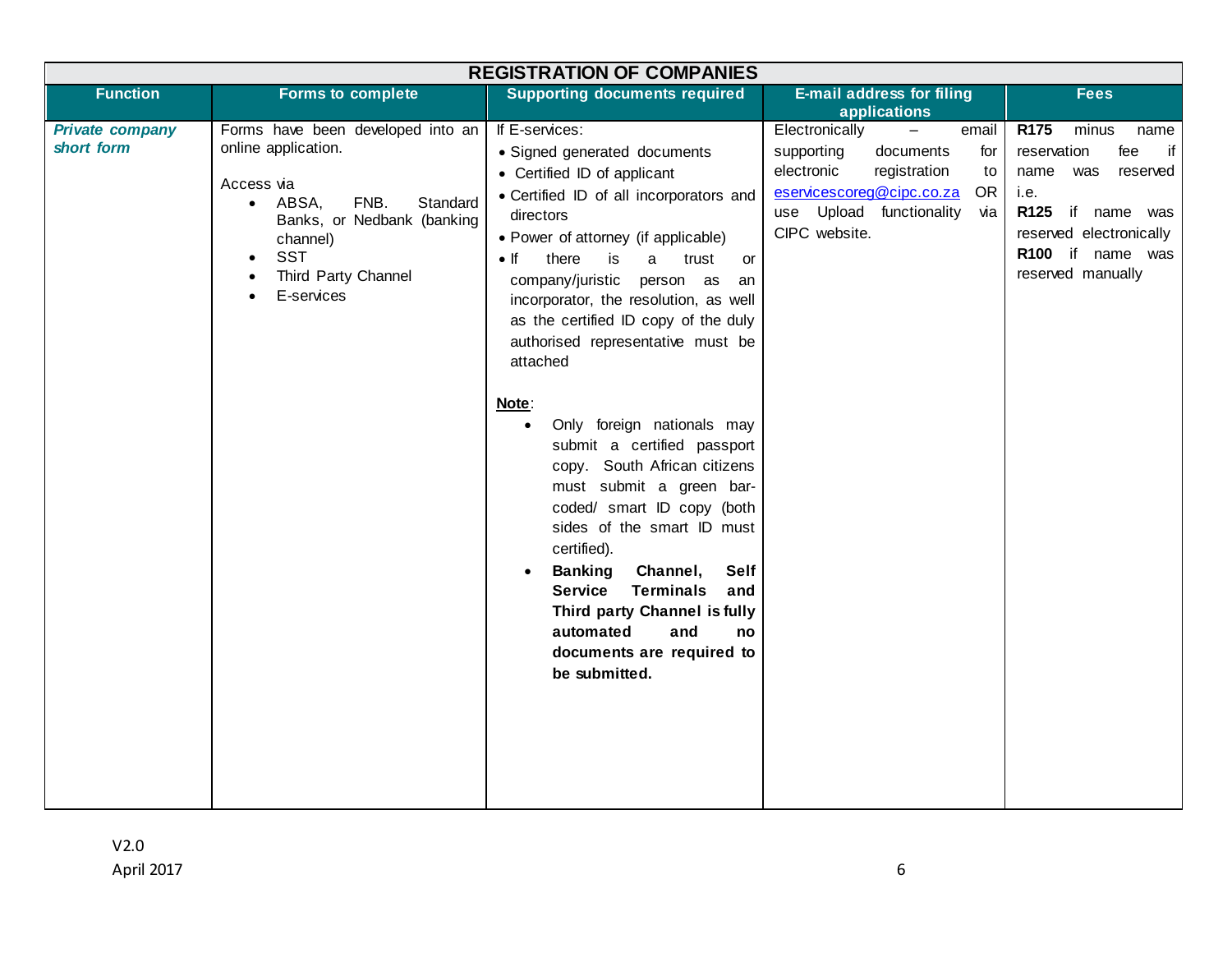| REGISTRATION OF COMPANIES | | | | |
|---|---|---|---|---|
| **Function** | **Forms to complete** | **Supporting documents required** | **E-mail address for filing applications** | **Fees** |
| ***Private company short form*** | Forms have been developed into an online application.<br><br>Access via<br>• ABSA, FNB. Standard Banks, or Nedbank (banking channel)<br>• SST<br>• Third Party Channel<br>• E-services | If E-services:<br>• Signed generated documents<br>• Certified ID of applicant<br>• Certified ID of all incorporators and directors<br>• Power of attorney (if applicable)<br>• If there is a trust or company/juristic person as an incorporator, the resolution, as well as the certified ID copy of the duly authorised representative must be attached<br><br>**Note**:<br>• Only foreign nationals may submit a certified passport copy. South African citizens must submit a green bar-coded/ smart ID copy (both sides of the smart ID must certified).<br>• **Banking Channel, Self Service Terminals and Third party Channel is fully automated and no documents are required to be submitted.** | Electronically – email supporting documents for electronic registration to eservicescoreg@cipc.co.za OR use Upload functionality via CIPC website. | **R175** minus name reservation fee if name was reserved i.e.<br>**R125** if name was reserved electronically<br>**R100** if name was reserved manually |

V2.0
April 2017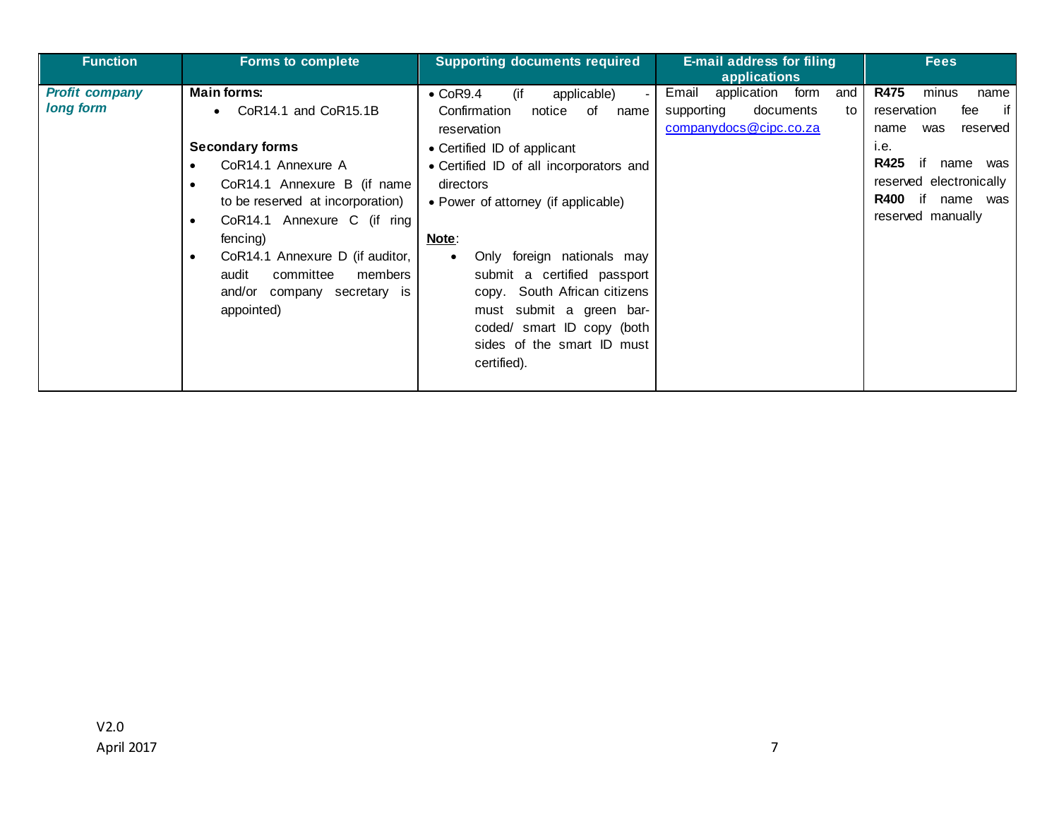| Function | Forms to complete | Supporting documents required | E-mail address for filing applications | Fees |
|---|---|---|---|---|
| ***Profit company long form*** | **Main forms:**<br>• CoR14.1 and CoR15.1B<br><br>**Secondary forms**<br>• CoR14.1 Annexure A<br>• CoR14.1 Annexure B (if name to be reserved at incorporation)<br>• CoR14.1 Annexure C (if ring fencing)<br>• CoR14.1 Annexure D (if auditor, audit committee members and/or company secretary is appointed) | • CoR9.4 (if applicable) - Confirmation notice of name reservation<br>• Certified ID of applicant<br>• Certified ID of all incorporators and directors<br>• Power of attorney (if applicable)<br><br>**Note**:<br>• Only foreign nationals may submit a certified passport copy. South African citizens must submit a green bar-coded/ smart ID copy (both sides of the smart ID must certified). | Email application form and supporting documents to companydocs@cipc.co.za | **R475** minus name reservation fee if name was reserved i.e.<br>**R425** if name was reserved electronically<br>**R400** if name was reserved manually |

V2.0
April 2017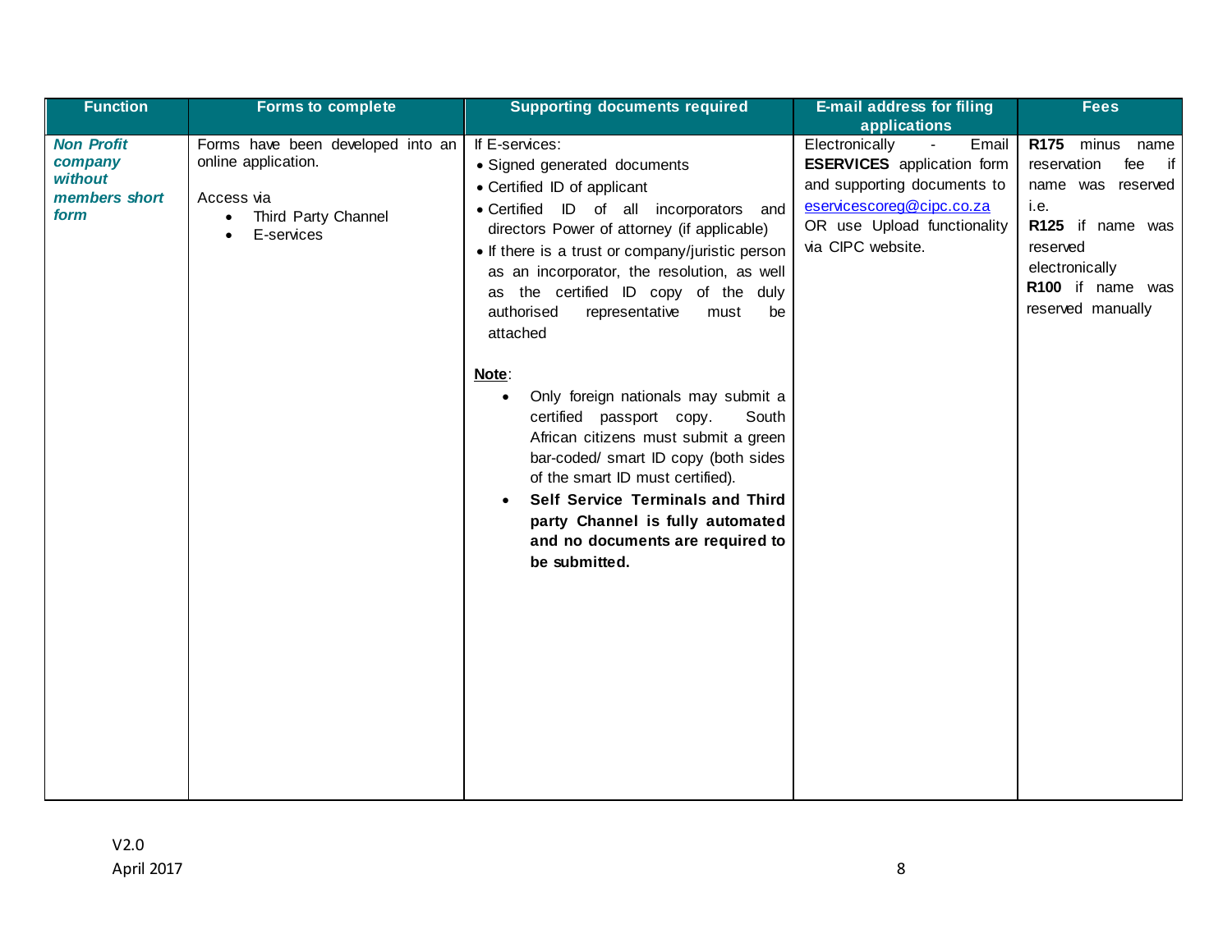| Function | Forms to complete | Supporting documents required | E-mail address for filing applications | Fees |
|---|---|---|---|---|
| ***Non Profit company without members short form*** | Forms have been developed into an online application.<br><br>Access via<br>• Third Party Channel<br>• E-services | If E-services:<br>• Signed generated documents<br>• Certified ID of applicant<br>• Certified ID of all incorporators and directors Power of attorney (if applicable)<br>• If there is a trust or company/juristic person as an incorporator, the resolution, as well as the certified ID copy of the duly authorised representative must be attached<br><br>**Note**:<br>• Only foreign nationals may submit a certified passport copy. South African citizens must submit a green bar-coded/ smart ID copy (both sides of the smart ID must certified).<br>• **Self Service Terminals and Third party Channel is fully automated and no documents are required to be submitted.** | Electronically - Email **ESERVICES** application form and supporting documents to eservicescoreg@cipc.co.za OR use Upload functionality via CIPC website. | **R175** minus name reservation fee if name was reserved i.e.<br>**R125** if name was reserved electronically<br>**R100** if name was reserved manually |

V2.0
April 2017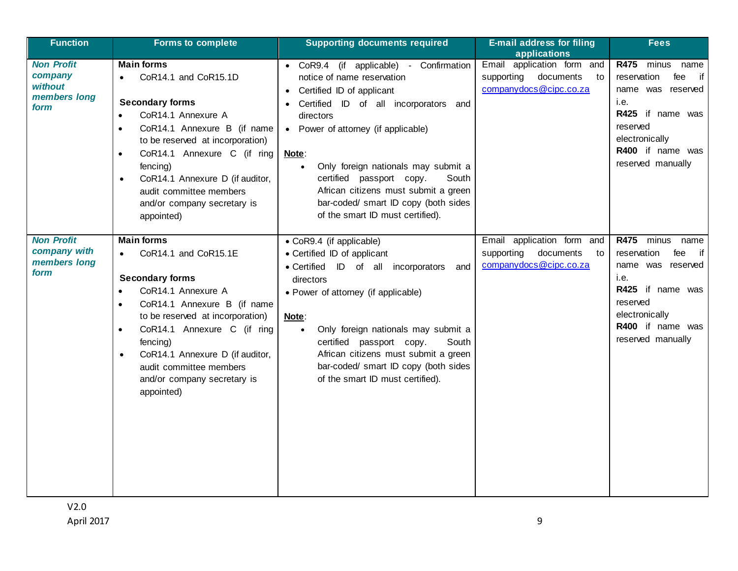| Function | Forms to complete | Supporting documents required | E-mail address for filing applications | Fees |
|---|---|---|---|---|
| ***Non Profit company without members long form*** | **Main forms**<br>• CoR14.1 and CoR15.1D<br><br>**Secondary forms**<br>• CoR14.1 Annexure A<br>• CoR14.1 Annexure B (if name to be reserved at incorporation)<br>• CoR14.1 Annexure C (if ring fencing)<br>• CoR14.1 Annexure D (if auditor, audit committee members and/or company secretary is appointed) | • CoR9.4 (if applicable) - Confirmation notice of name reservation<br>• Certified ID of applicant<br>• Certified ID of all incorporators and directors<br>• Power of attorney (if applicable)<br><br>**Note**:<br>• Only foreign nationals may submit a certified passport copy. South African citizens must submit a green bar-coded/ smart ID copy (both sides of the smart ID must certified). | Email application form and supporting documents to companydocs@cipc.co.za | **R475** minus name reservation fee if name was reserved i.e.<br>**R425** if name was reserved electronically<br>**R400** if name was reserved manually |
| ***Non Profit company with members long form*** | **Main forms**<br>• CoR14.1 and CoR15.1E<br><br>**Secondary forms**<br>• CoR14.1 Annexure A<br>• CoR14.1 Annexure B (if name to be reserved at incorporation)<br>• CoR14.1 Annexure C (if ring fencing)<br>• CoR14.1 Annexure D (if auditor, audit committee members and/or company secretary is appointed) | • CoR9.4 (if applicable)<br>• Certified ID of applicant<br>• Certified ID of all incorporators and directors<br>• Power of attorney (if applicable)<br><br>**Note**:<br>• Only foreign nationals may submit a certified passport copy. South African citizens must submit a green bar-coded/ smart ID copy (both sides of the smart ID must certified). | Email application form and supporting documents to companydocs@cipc.co.za | **R475** minus name reservation fee if name was reserved i.e.<br>**R425** if name was reserved electronically<br>**R400** if name was reserved manually |

V2.0
April 2017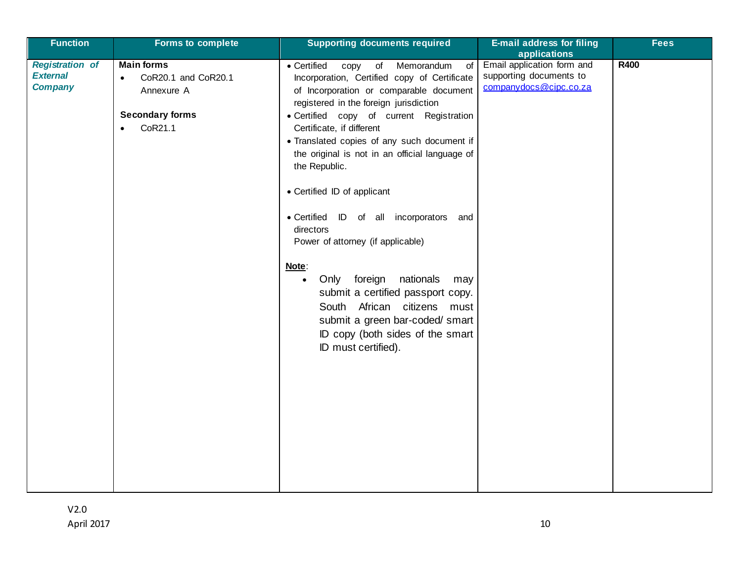| Function | Forms to complete | Supporting documents required | E-mail address for filing applications | Fees |
|---|---|---|---|---|
| ***Registration of External Company*** | **Main forms**<br>• CoR20.1 and CoR20.1 Annexure A<br><br>**Secondary forms**<br>• CoR21.1 | • Certified copy of Memorandum of Incorporation, Certified copy of Certificate of Incorporation or comparable document registered in the foreign jurisdiction<br>• Certified copy of current Registration Certificate, if different<br>• Translated copies of any such document if the original is not in an official language of the Republic.<br><br>• Certified ID of applicant<br><br>• Certified ID of all incorporators and directors<br>Power of attorney (if applicable)<br><br>**Note**:<br>• Only foreign nationals may submit a certified passport copy. South African citizens must submit a green bar-coded/ smart ID copy (both sides of the smart ID must certified). | Email application form and supporting documents to companydocs@cipc.co.za | **R400** |

V2.0
April 2017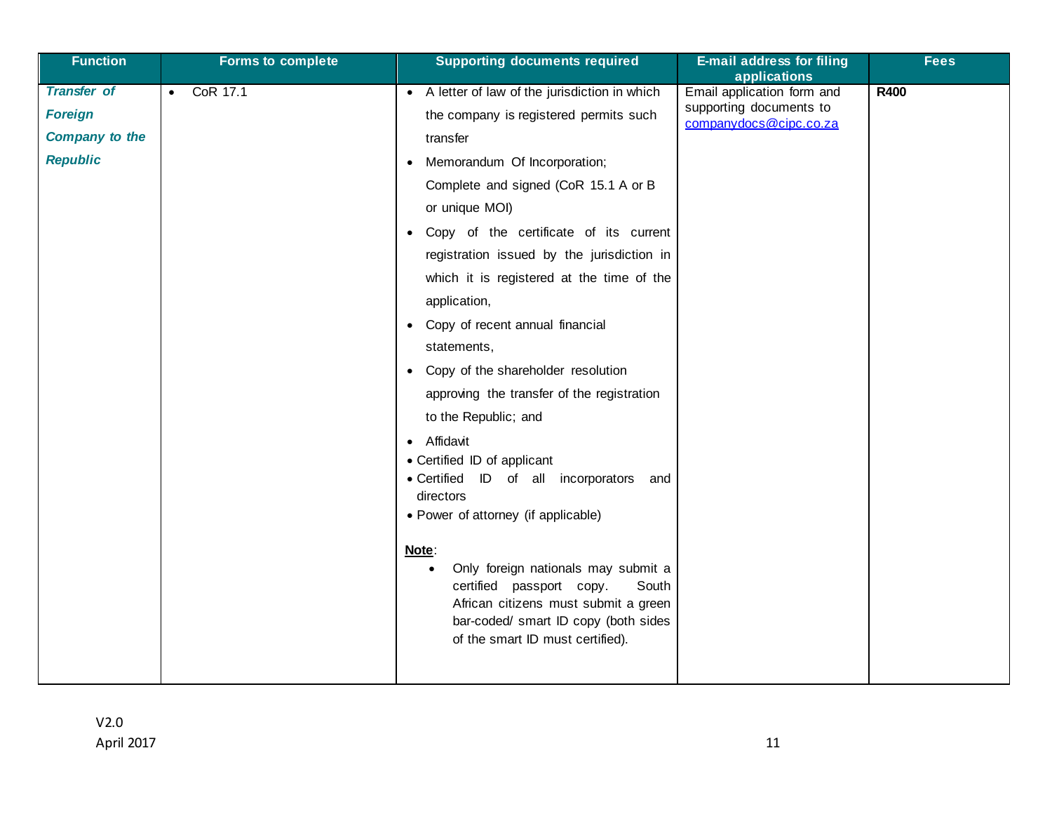| Function | Forms to complete | Supporting documents required | E-mail address for filing applications | Fees |
|---|---|---|---|---|
| ***Transfer of Foreign Company to the Republic*** | • CoR 17.1 | • A letter of law of the jurisdiction in which the company is registered permits such transfer<br>• Memorandum Of Incorporation; Complete and signed (CoR 15.1 A or B or unique MOI)<br>• Copy of the certificate of its current registration issued by the jurisdiction in which it is registered at the time of the application,<br>• Copy of recent annual financial statements,<br>• Copy of the shareholder resolution approving the transfer of the registration to the Republic; and<br>• Affidavit<br>• Certified ID of applicant<br>• Certified ID of all incorporators and directors<br>• Power of attorney (if applicable)<br><br>**Note**:<br>• Only foreign nationals may submit a certified passport copy. South African citizens must submit a green bar-coded/ smart ID copy (both sides of the smart ID must certified). | Email application form and supporting documents to companydocs@cipc.co.za | **R400** |

V2.0
April 2017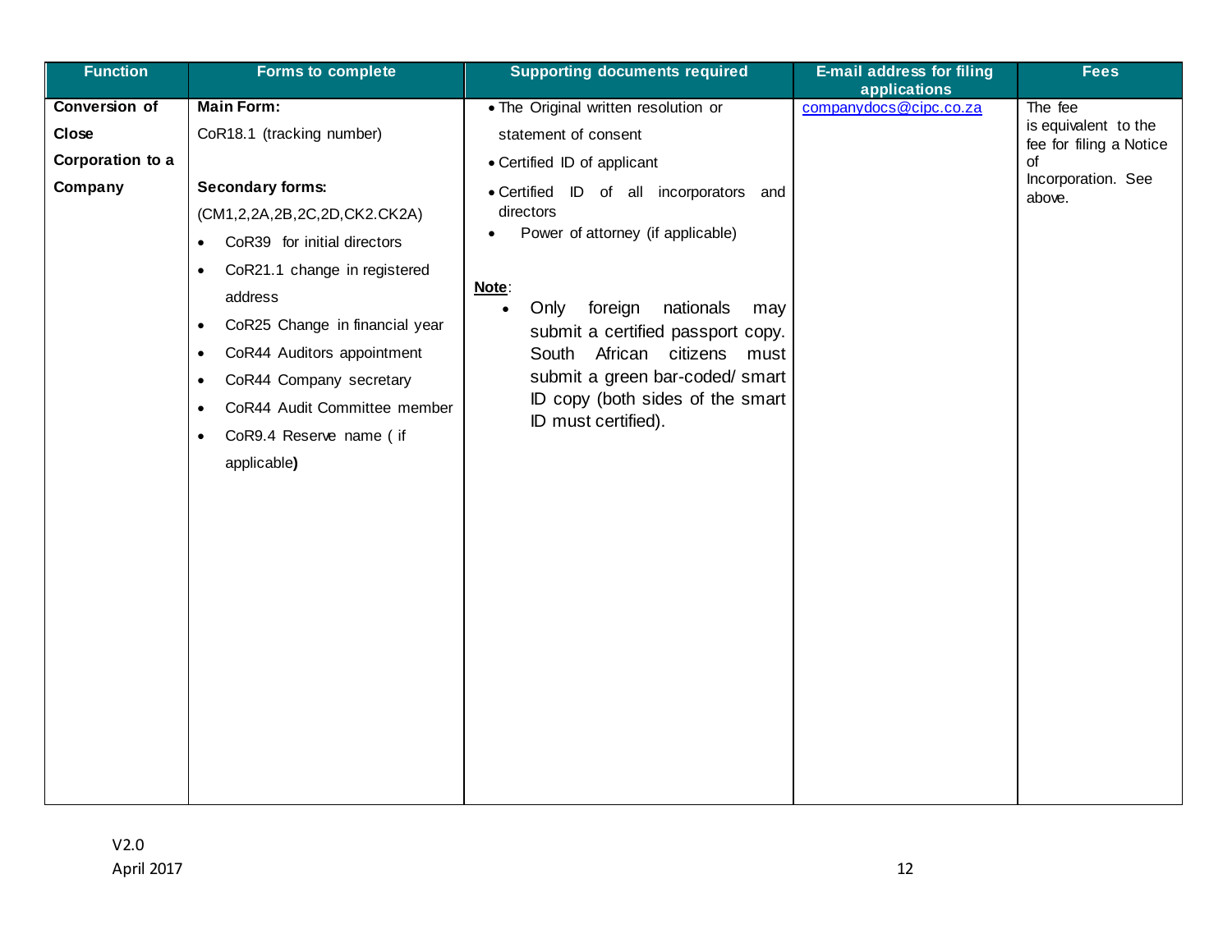| Function | Forms to complete | Supporting documents required | E-mail address for filing applications | Fees |
|---|---|---|---|---|
| **Conversion of Close Corporation to a Company** | **Main Form:**<br>CoR18.1 (tracking number)<br><br>**Secondary forms:**<br>(CM1,2,2A,2B,2C,2D,CK2.CK2A)<br>• CoR39 for initial directors<br>• CoR21.1 change in registered address<br>• CoR25 Change in financial year<br>• CoR44 Auditors appointment<br>• CoR44 Company secretary<br>• CoR44 Audit Committee member<br>• CoR9.4 Reserve name ( if applicable**)** | • The Original written resolution or statement of consent<br>• Certified ID of applicant<br>• Certified ID of all incorporators and directors<br>• Power of attorney (if applicable)<br><br>**Note**:<br>• Only foreign nationals may submit a certified passport copy. South African citizens must submit a green bar-coded/ smart ID copy (both sides of the smart ID must certified). | companydocs@cipc.co.za | The fee is equivalent to the fee for filing a Notice of Incorporation. See above. |

V2.0
April 2017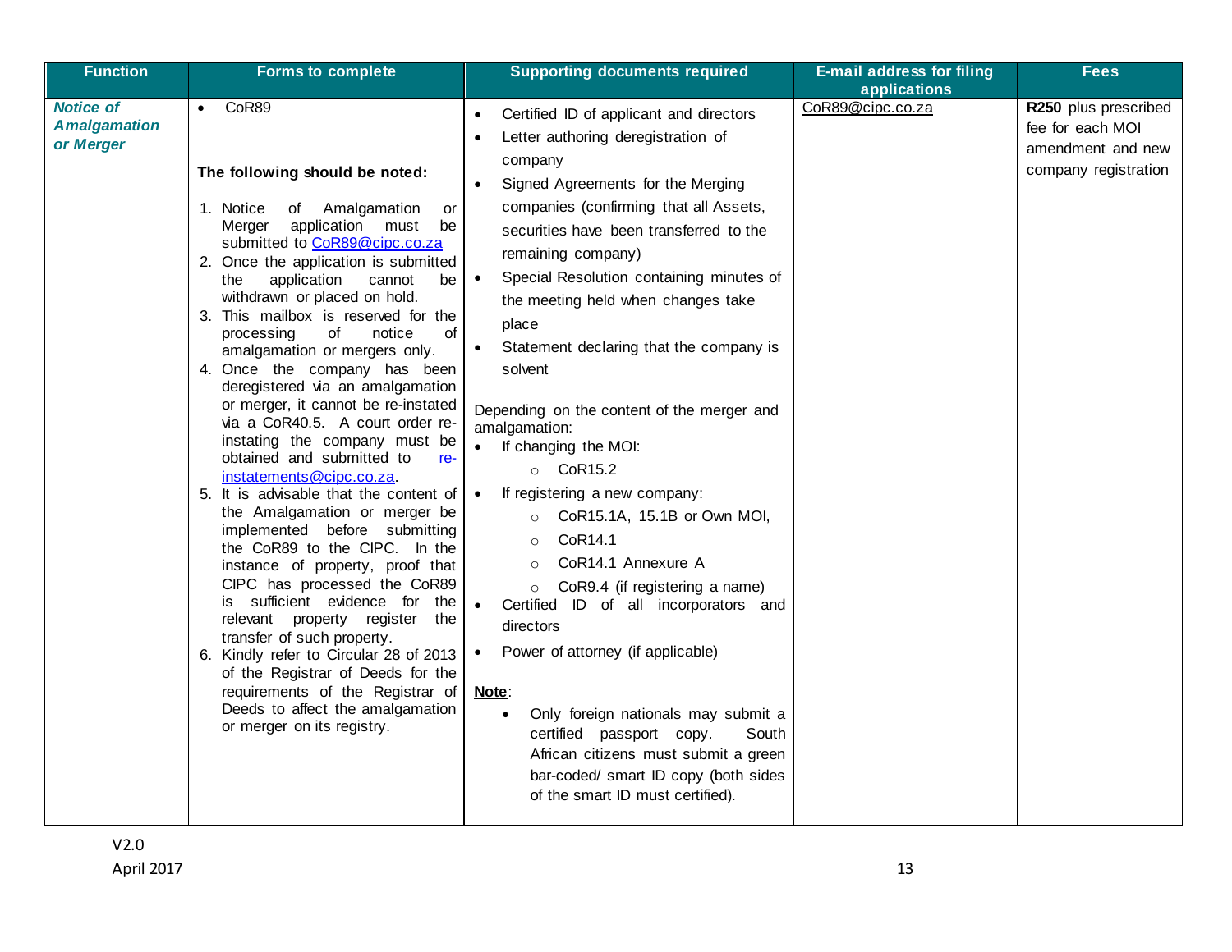| Function | Forms to complete | Supporting documents required | E-mail address for filing applications | Fees |
|---|---|---|---|---|
| ***Notice of Amalgamation or Merger*** | • CoR89<br><br>**The following should be noted:**<br><br>1. Notice of Amalgamation or Merger application must be submitted to CoR89@cipc.co.za<br>2. Once the application is submitted the application cannot be withdrawn or placed on hold.<br>3. This mailbox is reserved for the processing of notice of amalgamation or mergers only.<br>4. Once the company has been deregistered via an amalgamation or merger, it cannot be re-instated via a CoR40.5. A court order re-instating the company must be obtained and submitted to re-instatements@cipc.co.za.<br>5. It is advisable that the content of the Amalgamation or merger be implemented before submitting the CoR89 to the CIPC. In the instance of property, proof that CIPC has processed the CoR89 is sufficient evidence for the relevant property register the transfer of such property.<br>6. Kindly refer to Circular 28 of 2013 of the Registrar of Deeds for the requirements of the Registrar of Deeds to affect the amalgamation or merger on its registry. | • Certified ID of applicant and directors<br>• Letter authoring deregistration of company<br>• Signed Agreements for the Merging companies (confirming that all Assets, securities have been transferred to the remaining company)<br>• Special Resolution containing minutes of the meeting held when changes take place<br>• Statement declaring that the company is solvent<br><br>Depending on the content of the merger and amalgamation:<br>• If changing the MOI:<br>&nbsp;&nbsp;○ CoR15.2<br>• If registering a new company:<br>&nbsp;&nbsp;○ CoR15.1A, 15.1B or Own MOI,<br>&nbsp;&nbsp;○ CoR14.1<br>&nbsp;&nbsp;○ CoR14.1 Annexure A<br>&nbsp;&nbsp;○ CoR9.4 (if registering a name)<br>• Certified ID of all incorporators and directors<br>• Power of attorney (if applicable)<br><br>**Note**:<br>• Only foreign nationals may submit a certified passport copy. South African citizens must submit a green bar-coded/ smart ID copy (both sides of the smart ID must certified). | CoR89@cipc.co.za | **R250** plus prescribed fee for each MOI amendment and new company registration |

V2.0
April 2017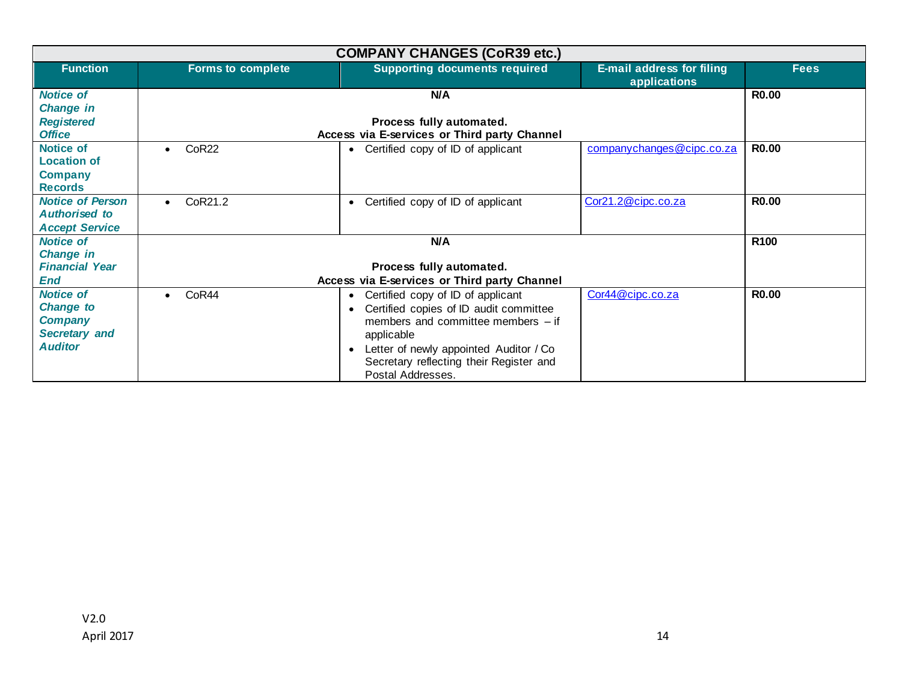| COMPANY CHANGES (CoR39 etc.) | | | | |
|---|---|---|---|---|
| **Function** | **Forms to complete** | **Supporting documents required** | **E-mail address for filing applications** | **Fees** |
| ***Notice of Change in Registered Office*** | **N/A** **Process fully automated. Access via E-services or Third party Channel** | | | **R0.00** |
| **Notice of Location of Company Records** | • CoR22 | • Certified copy of ID of applicant | companychanges@cipc.co.za | **R0.00** |
| ***Notice of Person Authorised to Accept Service*** | • CoR21.2 | • Certified copy of ID of applicant | Cor21.2@cipc.co.za | **R0.00** |
| ***Notice of Change in Financial Year End*** | **N/A** **Process fully automated. Access via E-services or Third party Channel** | | | **R100** |
| ***Notice of Change to Company Secretary and Auditor*** | • CoR44 | • Certified copy of ID of applicant<br>• Certified copies of ID audit committee members and committee members – if applicable<br>• Letter of newly appointed Auditor / Co Secretary reflecting their Register and Postal Addresses. | Cor44@cipc.co.za | **R0.00** |

V2.0
April 2017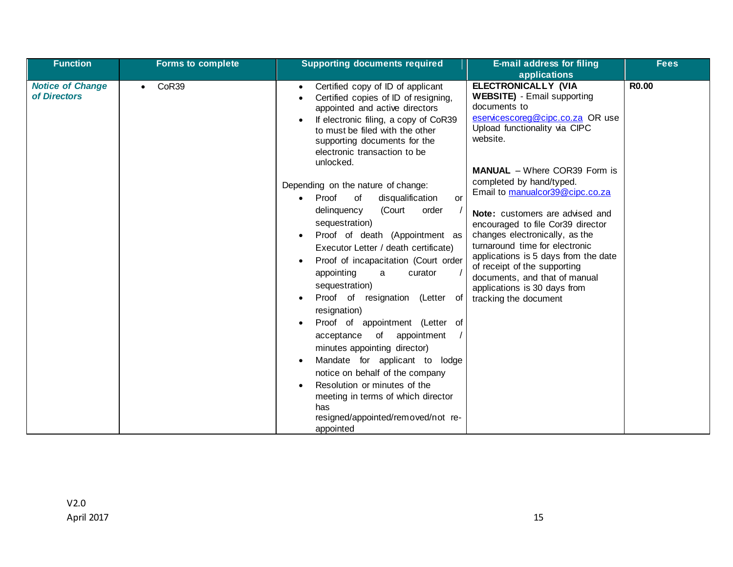| Function | Forms to complete | Supporting documents required | E-mail address for filing applications | Fees |
| --- | --- | --- | --- | --- |
| ***Notice of Change of Directors*** | • CoR39 | • Certified copy of ID of applicant<br>• Certified copies of ID of resigning, appointed and active directors<br>• If electronic filing, a copy of CoR39 to must be filed with the other supporting documents for the electronic transaction to be unlocked.<br><br>Depending on the nature of change:<br>• Proof of disqualification or delinquency (Court order / sequestration)<br>• Proof of death (Appointment as Executor Letter / death certificate)<br>• Proof of incapacitation (Court order appointing a curator / sequestration)<br>• Proof of resignation (Letter of resignation)<br>• Proof of appointment (Letter of acceptance of appointment / minutes appointing director)<br>• Mandate for applicant to lodge notice on behalf of the company<br>• Resolution or minutes of the meeting in terms of which director has resigned/appointed/removed/not re-appointed | **ELECTRONICALLY (VIA WEBSITE)** - Email supporting documents to eservicescoreg@cipc.co.za OR use Upload functionality via CIPC website.<br><br>**MANUAL** – Where COR39 Form is completed by hand/typed. Email to manualcor39@cipc.co.za<br><br>**Note:** customers are advised and encouraged to file Cor39 director changes electronically, as the turnaround time for electronic applications is 5 days from the date of receipt of the supporting documents, and that of manual applications is 30 days from tracking the document | **R0.00** |

V2.0
April 2017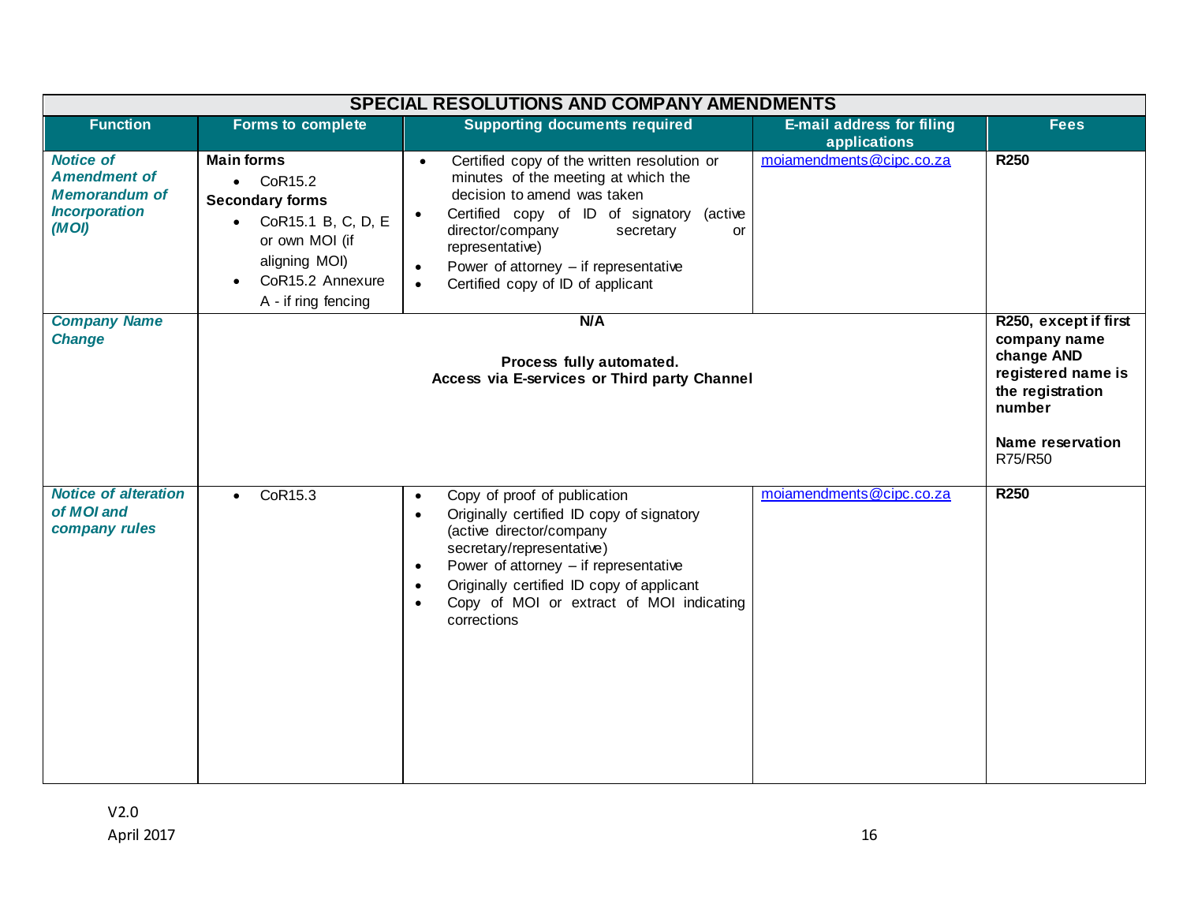| SPECIAL RESOLUTIONS AND COMPANY AMENDMENTS | | | | |
|---|---|---|---|---|
| **Function** | **Forms to complete** | **Supporting documents required** | **E-mail address for filing applications** | **Fees** |
| ***Notice of Amendment of Memorandum of Incorporation (MOI)*** | **Main forms**<br>• CoR15.2<br>**Secondary forms**<br>• CoR15.1 B, C, D, E or own MOI (if aligning MOI)<br>• CoR15.2 Annexure A - if ring fencing | • Certified copy of the written resolution or minutes of the meeting at which the decision to amend was taken<br>• Certified copy of ID of signatory (active director/company secretary or representative)<br>• Power of attorney – if representative<br>• Certified copy of ID of applicant | moiamendments@cipc.co.za | **R250** |
| ***Company Name Change*** | **N/A**<br><br>**Process fully automated.**<br>**Access via E-services or Third party Channel** | | | **R250, except if first company name change AND registered name is the registration number**<br><br>**Name reservation** R75/R50 |
| ***Notice of alteration of MOI and company rules*** | • CoR15.3 | • Copy of proof of publication<br>• Originally certified ID copy of signatory (active director/company secretary/representative)<br>• Power of attorney – if representative<br>• Originally certified ID copy of applicant<br>• Copy of MOI or extract of MOI indicating corrections | moiamendments@cipc.co.za | **R250** |

V2.0
April 2017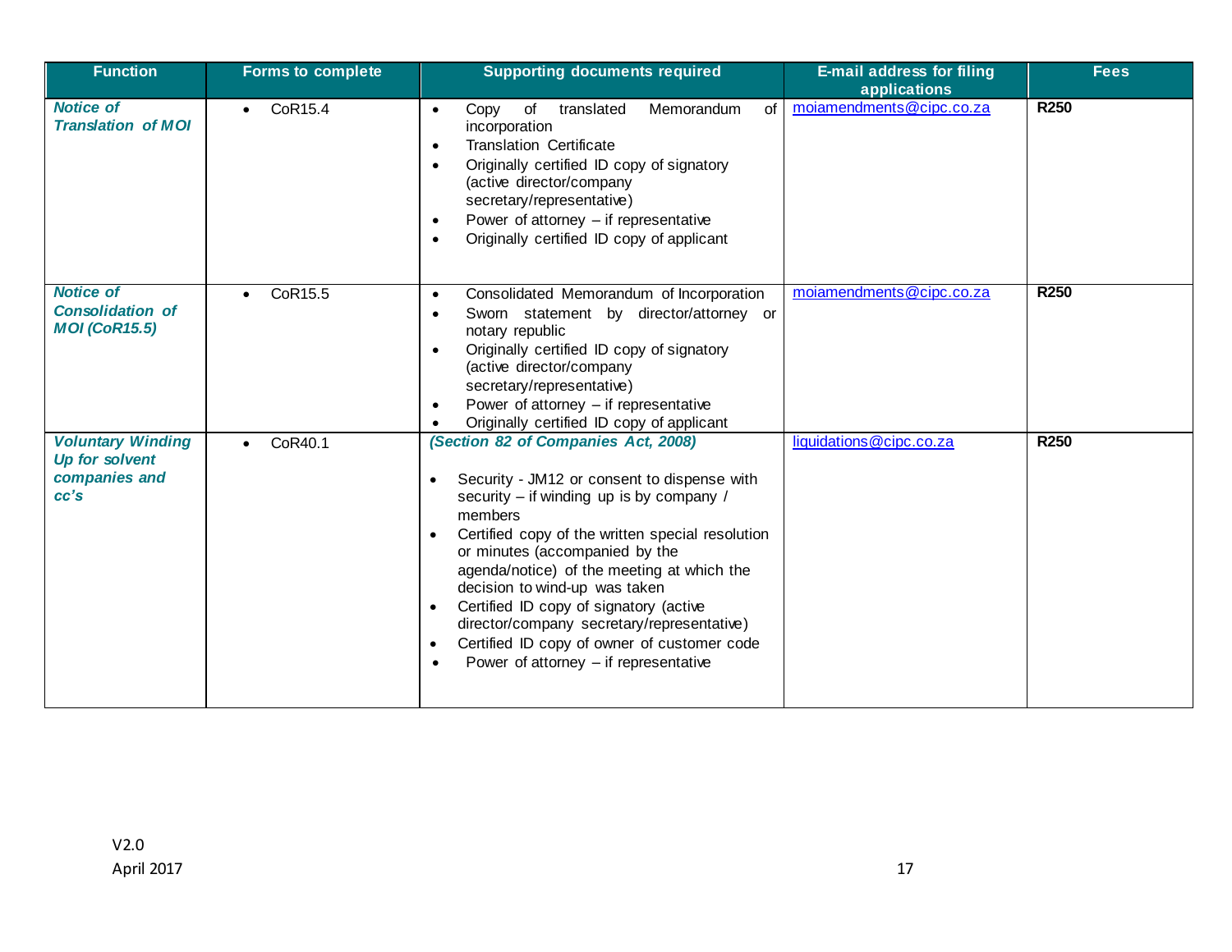| Function | Forms to complete | Supporting documents required | E-mail address for filing applications | Fees |
|---|---|---|---|---|
| ***Notice of Translation of MOI*** | • CoR15.4 | • Copy of translated Memorandum of incorporation<br>• Translation Certificate<br>• Originally certified ID copy of signatory (active director/company secretary/representative)<br>• Power of attorney – if representative<br>• Originally certified ID copy of applicant | moiamendments@cipc.co.za | **R250** |
| ***Notice of Consolidation of MOI (CoR15.5)*** | • CoR15.5 | • Consolidated Memorandum of Incorporation<br>• Sworn statement by director/attorney or notary republic<br>• Originally certified ID copy of signatory (active director/company secretary/representative)<br>• Power of attorney – if representative<br>• Originally certified ID copy of applicant | moiamendments@cipc.co.za | **R250** |
| ***Voluntary Winding Up for solvent companies and cc's*** | • CoR40.1 | ***(Section 82 of Companies Act, 2008)***<br>• Security - JM12 or consent to dispense with security – if winding up is by company / members<br>• Certified copy of the written special resolution or minutes (accompanied by the agenda/notice) of the meeting at which the decision to wind-up was taken<br>• Certified ID copy of signatory (active director/company secretary/representative)<br>• Certified ID copy of owner of customer code<br>• Power of attorney – if representative | liquidations@cipc.co.za | **R250** |

V2.0
April 2017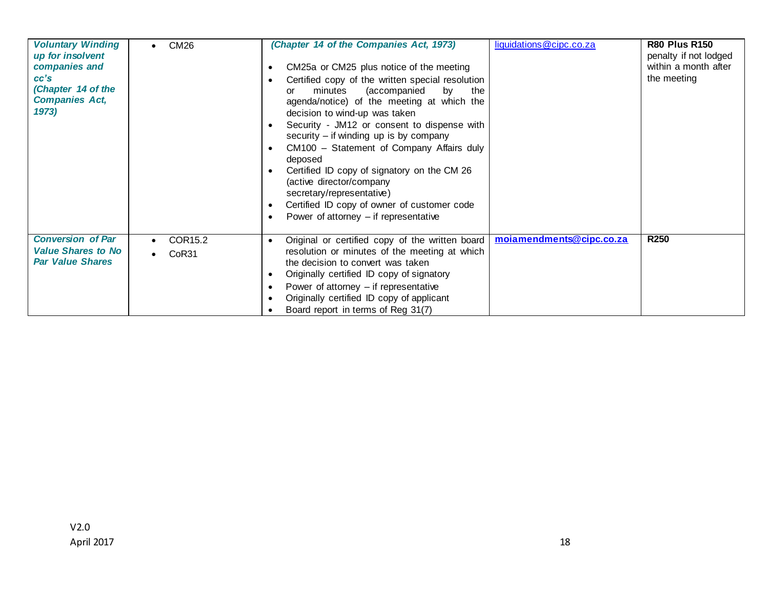| ***Voluntary Winding up for insolvent companies and cc's (Chapter 14 of the Companies Act, 1973)*** | • CM26 | ***(Chapter 14 of the Companies Act, 1973)***<br><br>• CM25a or CM25 plus notice of the meeting<br>• Certified copy of the written special resolution or minutes (accompanied by the agenda/notice) of the meeting at which the decision to wind-up was taken<br>• Security - JM12 or consent to dispense with security – if winding up is by company<br>• CM100 – Statement of Company Affairs duly deposed<br>• Certified ID copy of signatory on the CM 26 (active director/company secretary/representative)<br>• Certified ID copy of owner of customer code<br>• Power of attorney – if representative | liquidations@cipc.co.za | **R80 Plus R150** penalty if not lodged within a month after the meeting |
|---|---|---|---|---|
| ***Conversion of Par Value Shares to No Par Value Shares*** | • COR15.2<br>• CoR31 | • Original or certified copy of the written board resolution or minutes of the meeting at which the decision to convert was taken<br>• Originally certified ID copy of signatory<br>• Power of attorney – if representative<br>• Originally certified ID copy of applicant<br>• Board report in terms of Reg 31(7) | **moiamendments@cipc.co.za** | **R250** |

V2.0
April 2017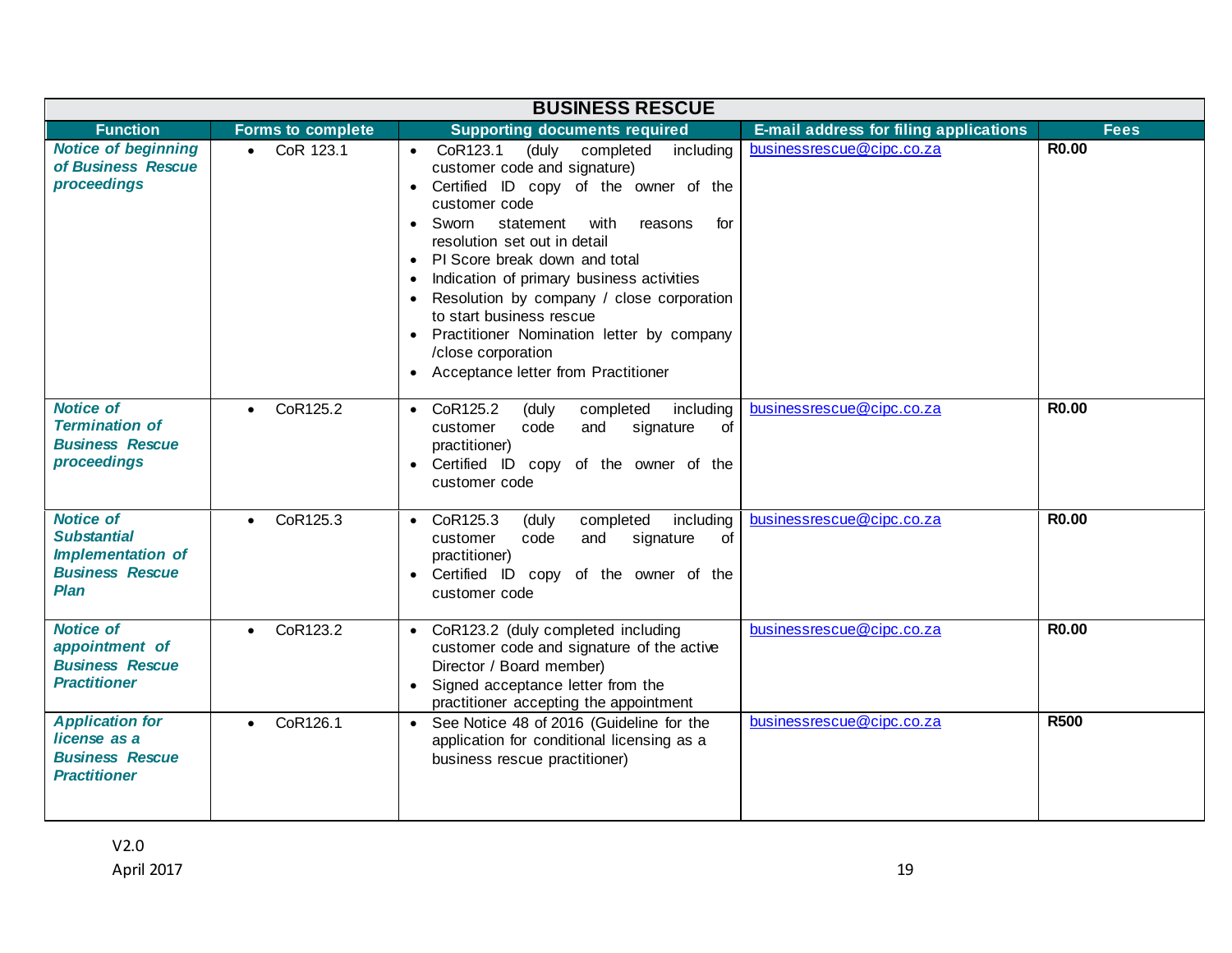| BUSINESS RESCUE | | | | |
|---|---|---|---|---|
| **Function** | **Forms to complete** | **Supporting documents required** | **E-mail address for filing applications** | **Fees** |
| ***Notice of beginning of Business Rescue proceedings*** | • CoR 123.1 | • CoR123.1 (duly completed including customer code and signature)<br>• Certified ID copy of the owner of the customer code<br>• Sworn statement with reasons for resolution set out in detail<br>• PI Score break down and total<br>• Indication of primary business activities<br>• Resolution by company / close corporation to start business rescue<br>• Practitioner Nomination letter by company /close corporation<br>• Acceptance letter from Practitioner | businessrescue@cipc.co.za | **R0.00** |
| ***Notice of Termination of Business Rescue proceedings*** | • CoR125.2 | • CoR125.2 (duly completed including customer code and signature of practitioner)<br>• Certified ID copy of the owner of the customer code | businessrescue@cipc.co.za | **R0.00** |
| ***Notice of Substantial Implementation of Business Rescue Plan*** | • CoR125.3 | • CoR125.3 (duly completed including customer code and signature of practitioner)<br>• Certified ID copy of the owner of the customer code | businessrescue@cipc.co.za | **R0.00** |
| ***Notice of appointment of Business Rescue Practitioner*** | • CoR123.2 | • CoR123.2 (duly completed including customer code and signature of the active Director / Board member)<br>• Signed acceptance letter from the practitioner accepting the appointment | businessrescue@cipc.co.za | **R0.00** |
| ***Application for license as a Business Rescue Practitioner*** | • CoR126.1 | • See Notice 48 of 2016 (Guideline for the application for conditional licensing as a business rescue practitioner) | businessrescue@cipc.co.za | **R500** |

V2.0

April 2017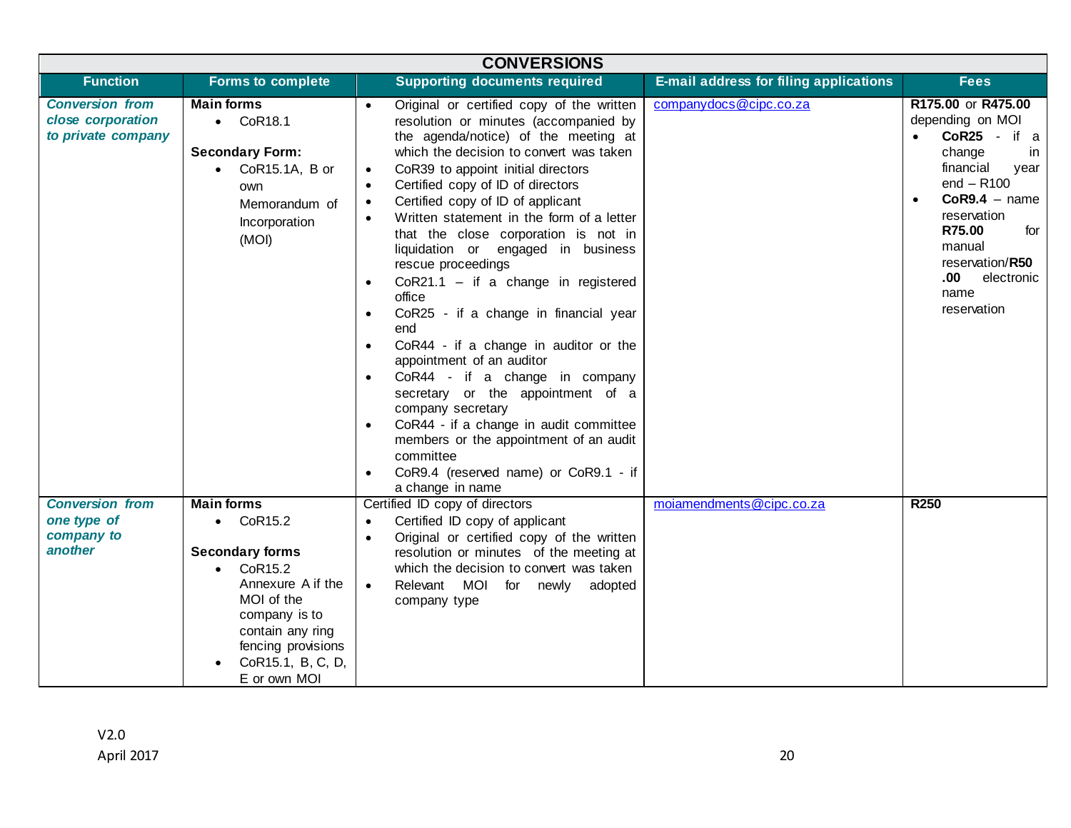| CONVERSIONS | | | | |
|---|---|---|---|---|
| **Function** | **Forms to complete** | **Supporting documents required** | **E-mail address for filing applications** | **Fees** |
| ***Conversion from close corporation to private company*** | **Main forms**<br>• CoR18.1<br><br>**Secondary Form:**<br>• CoR15.1A, B or own Memorandum of Incorporation (MOI) | • Original or certified copy of the written resolution or minutes (accompanied by the agenda/notice) of the meeting at which the decision to convert was taken<br>• CoR39 to appoint initial directors<br>• Certified copy of ID of directors<br>• Certified copy of ID of applicant<br>• Written statement in the form of a letter that the close corporation is not in liquidation or engaged in business rescue proceedings<br>• CoR21.1 – if a change in registered office<br>• CoR25 - if a change in financial year end<br>• CoR44 - if a change in auditor or the appointment of an auditor<br>• CoR44 - if a change in company secretary or the appointment of a company secretary<br>• CoR44 - if a change in audit committee members or the appointment of an audit committee<br>• CoR9.4 (reserved name) or CoR9.1 - if a change in name | companydocs@cipc.co.za | **R175.00** or **R475.00** depending on MOI<br>• **CoR25** - if a change in financial year end – R100<br>• **CoR9.4** – name reservation **R75.00** for manual reservation/**R50.00** electronic name reservation |
| ***Conversion from one type of company to another*** | **Main forms**<br>• CoR15.2<br><br>**Secondary forms**<br>• CoR15.2 Annexure A if the MOI of the company is to contain any ring fencing provisions<br>• CoR15.1, B, C, D, E or own MOI | Certified ID copy of directors<br>• Certified ID copy of applicant<br>• Original or certified copy of the written resolution or minutes of the meeting at which the decision to convert was taken<br>• Relevant MOI for newly adopted company type | moiamendments@cipc.co.za | **R250** |

V2.0
April 2017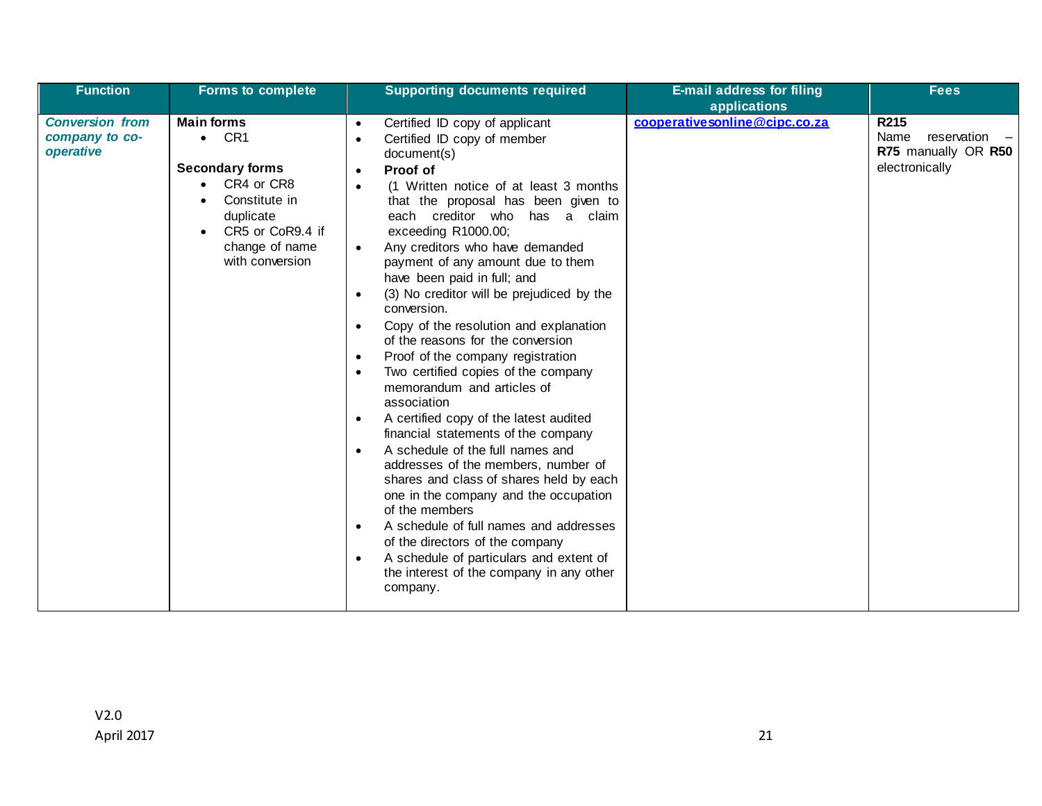| Function | Forms to complete | Supporting documents required | E-mail address for filing applications | Fees |
|---|---|---|---|---|
| ***Conversion from company to co-operative*** | **Main forms**<br>• CR1<br><br>**Secondary forms**<br>• CR4 or CR8<br>• Constitute in duplicate<br>• CR5 or CoR9.4 if change of name with conversion | • Certified ID copy of applicant<br>• Certified ID copy of member document(s)<br>• **Proof of**<br>• (1 Written notice of at least 3 months that the proposal has been given to each creditor who has a claim exceeding R1000.00;<br>• Any creditors who have demanded payment of any amount due to them have been paid in full; and<br>• (3) No creditor will be prejudiced by the conversion.<br>• Copy of the resolution and explanation of the reasons for the conversion<br>• Proof of the company registration<br>• Two certified copies of the company memorandum and articles of association<br>• A certified copy of the latest audited financial statements of the company<br>• A schedule of the full names and addresses of the members, number of shares and class of shares held by each one in the company and the occupation of the members<br>• A schedule of full names and addresses of the directors of the company<br>• A schedule of particulars and extent of the interest of the company in any other company. | cooperativesonline@cipc.co.za | **R215**<br>Name reservation – **R75** manually OR **R50** electronically |

V2.0
April 2017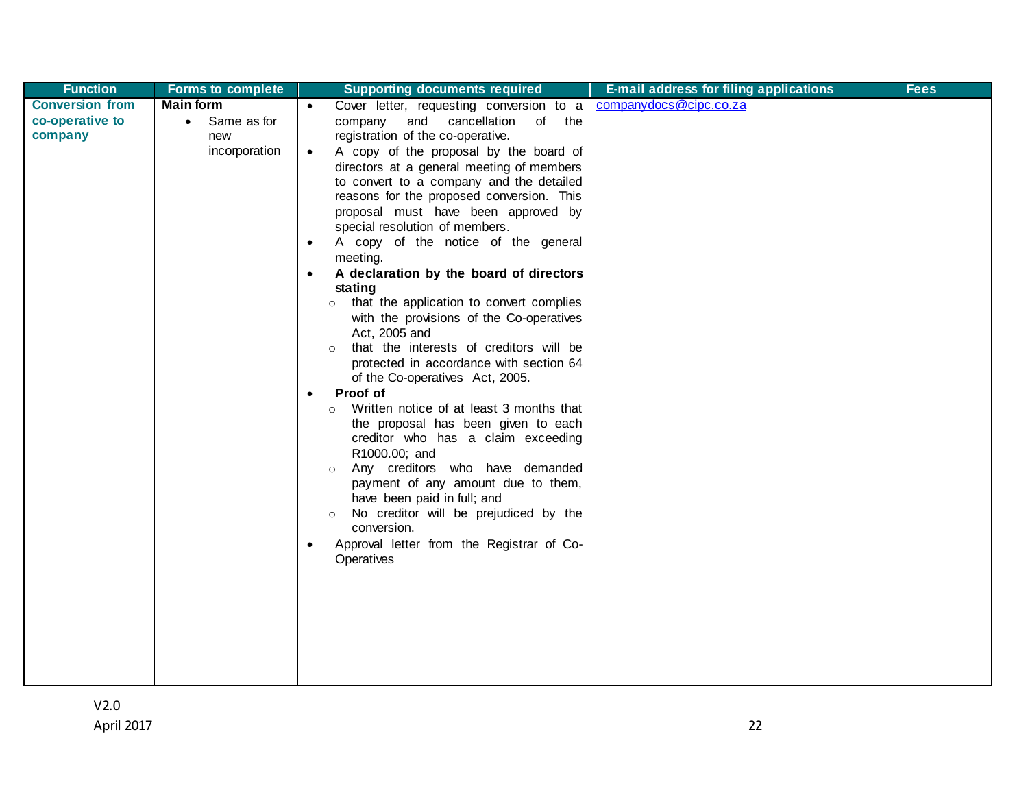| Function | Forms to complete | Supporting documents required | E-mail address for filing applications | Fees |
| --- | --- | --- | --- | --- |
| **Conversion from co-operative to company** | **Main form**<br>• Same as for new incorporation | • Cover letter, requesting conversion to a company and cancellation of the registration of the co-operative.<br>• A copy of the proposal by the board of directors at a general meeting of members to convert to a company and the detailed reasons for the proposed conversion. This proposal must have been approved by special resolution of members.<br>• A copy of the notice of the general meeting.<br>• **A declaration by the board of directors stating**<br>  ○ that the application to convert complies with the provisions of the Co-operatives Act, 2005 and<br>  ○ that the interests of creditors will be protected in accordance with section 64 of the Co-operatives Act, 2005.<br>• **Proof of**<br>  ○ Written notice of at least 3 months that the proposal has been given to each creditor who has a claim exceeding R1000.00; and<br>  ○ Any creditors who have demanded payment of any amount due to them, have been paid in full; and<br>  ○ No creditor will be prejudiced by the conversion.<br>• Approval letter from the Registrar of Co-Operatives | companydocs@cipc.co.za | |

V2.0
April 2017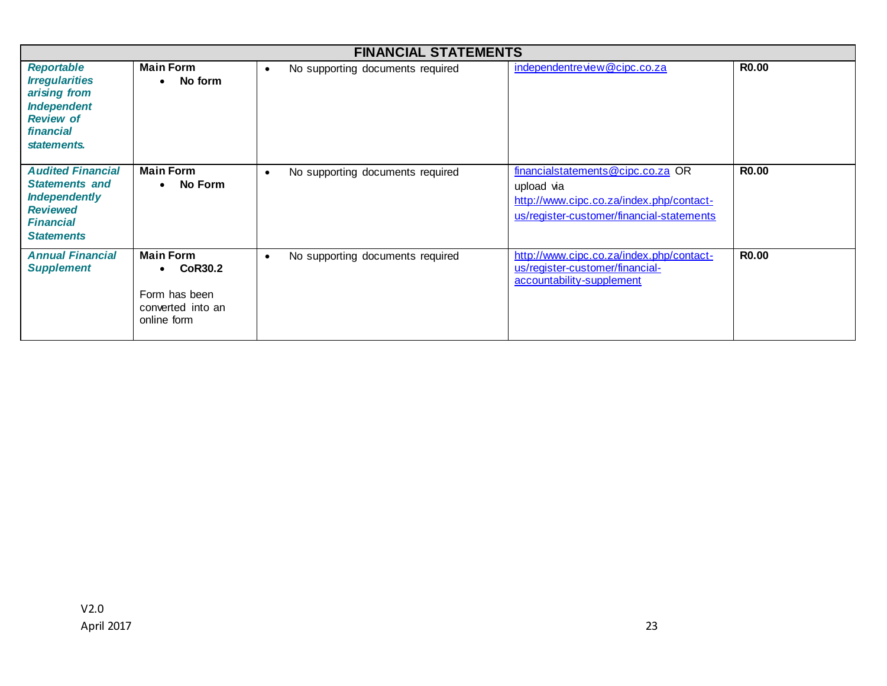| FINANCIAL STATEMENTS | | | | |
|---|---|---|---|---|
| ***Reportable Irregularities arising from Independent Review of financial statements.*** | **Main Form**<br>• **No form** | • No supporting documents required | independentreview@cipc.co.za | **R0.00** |
| ***Audited Financial Statements and Independently Reviewed Financial Statements*** | **Main Form**<br>• **No Form** | • No supporting documents required | financialstatements@cipc.co.za OR upload via http://www.cipc.co.za/index.php/contact-us/register-customer/financial-statements | **R0.00** |
| ***Annual Financial Supplement*** | **Main Form**<br>• **CoR30.2**<br><br>Form has been converted into an online form | • No supporting documents required | http://www.cipc.co.za/index.php/contact-us/register-customer/financial-accountability-supplement | **R0.00** |

V2.0
April 2017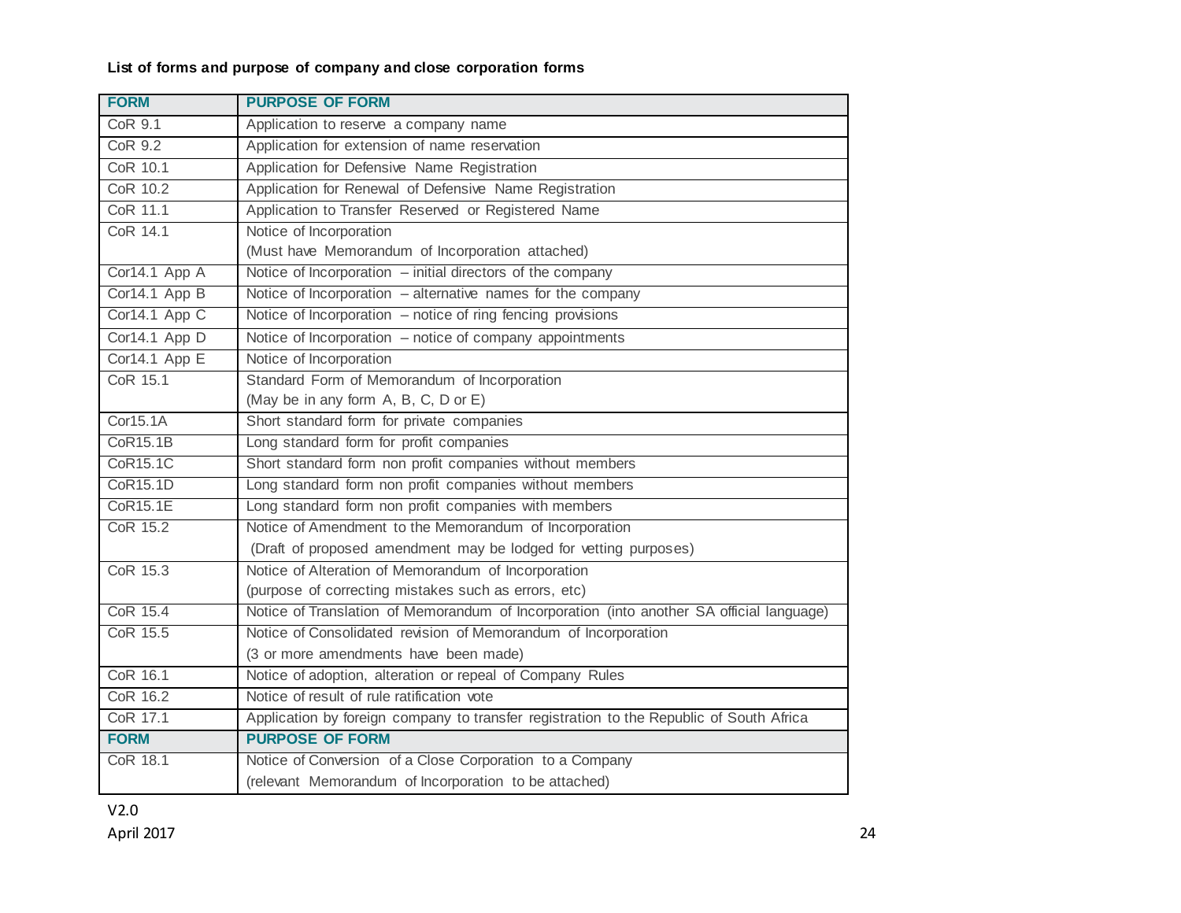**List of forms and purpose of company and close corporation forms**

| FORM | PURPOSE OF FORM |
|---|---|
| CoR 9.1 | Application to reserve a company name |
| CoR 9.2 | Application for extension of name reservation |
| CoR 10.1 | Application for Defensive Name Registration |
| CoR 10.2 | Application for Renewal of Defensive Name Registration |
| CoR 11.1 | Application to Transfer Reserved or Registered Name |
| CoR 14.1 | Notice of Incorporation<br>(Must have Memorandum of Incorporation attached) |
| Cor14.1 App A | Notice of Incorporation – initial directors of the company |
| Cor14.1 App B | Notice of Incorporation – alternative names for the company |
| Cor14.1 App C | Notice of Incorporation – notice of ring fencing provisions |
| Cor14.1 App D | Notice of Incorporation – notice of company appointments |
| Cor14.1 App E | Notice of Incorporation |
| CoR 15.1 | Standard Form of Memorandum of Incorporation<br>(May be in any form A, B, C, D or E) |
| Cor15.1A | Short standard form for private companies |
| CoR15.1B | Long standard form for profit companies |
| CoR15.1C | Short standard form non profit companies without members |
| CoR15.1D | Long standard form non profit companies without members |
| CoR15.1E | Long standard form non profit companies with members |
| CoR 15.2 | Notice of Amendment to the Memorandum of Incorporation<br>(Draft of proposed amendment may be lodged for vetting purposes) |
| CoR 15.3 | Notice of Alteration of Memorandum of Incorporation<br>(purpose of correcting mistakes such as errors, etc) |
| CoR 15.4 | Notice of Translation of Memorandum of Incorporation (into another SA official language) |
| CoR 15.5 | Notice of Consolidated revision of Memorandum of Incorporation<br>(3 or more amendments have been made) |
| CoR 16.1 | Notice of adoption, alteration or repeal of Company Rules |
| CoR 16.2 | Notice of result of rule ratification vote |
| CoR 17.1 | Application by foreign company to transfer registration to the Republic of South Africa |
| **FORM** | **PURPOSE OF FORM** |
| CoR 18.1 | Notice of Conversion of a Close Corporation to a Company<br>(relevant Memorandum of Incorporation to be attached) |

V2.0
April 2017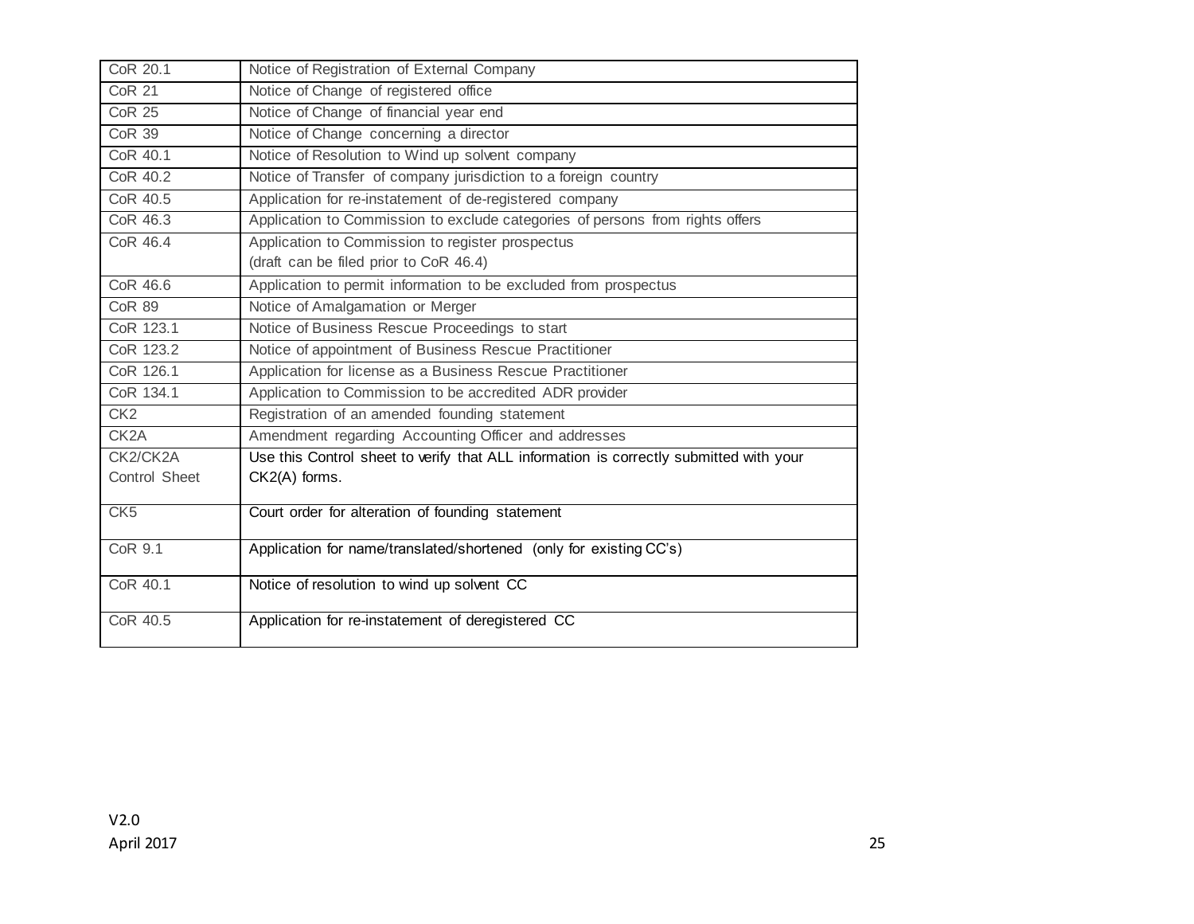| | |
|---|---|
| CoR 20.1 | Notice of Registration of External Company |
| CoR 21 | Notice of Change of registered office |
| CoR 25 | Notice of Change of financial year end |
| CoR 39 | Notice of Change concerning a director |
| CoR 40.1 | Notice of Resolution to Wind up solvent company |
| CoR 40.2 | Notice of Transfer of company jurisdiction to a foreign country |
| CoR 40.5 | Application for re-instatement of de-registered company |
| CoR 46.3 | Application to Commission to exclude categories of persons from rights offers |
| CoR 46.4 | Application to Commission to register prospectus (draft can be filed prior to CoR 46.4) |
| CoR 46.6 | Application to permit information to be excluded from prospectus |
| CoR 89 | Notice of Amalgamation or Merger |
| CoR 123.1 | Notice of Business Rescue Proceedings to start |
| CoR 123.2 | Notice of appointment of Business Rescue Practitioner |
| CoR 126.1 | Application for license as a Business Rescue Practitioner |
| CoR 134.1 | Application to Commission to be accredited ADR provider |
| CK2 | Registration of an amended founding statement |
| CK2A | Amendment regarding Accounting Officer and addresses |
| CK2/CK2A Control Sheet | Use this Control sheet to verify that ALL information is correctly submitted with your CK2(A) forms. |
| CK5 | Court order for alteration of founding statement |
| CoR 9.1 | Application for name/translated/shortened (only for existing CC's) |
| CoR 40.1 | Notice of resolution to wind up solvent CC |
| CoR 40.5 | Application for re-instatement of deregistered CC |

V2.0
April 2017